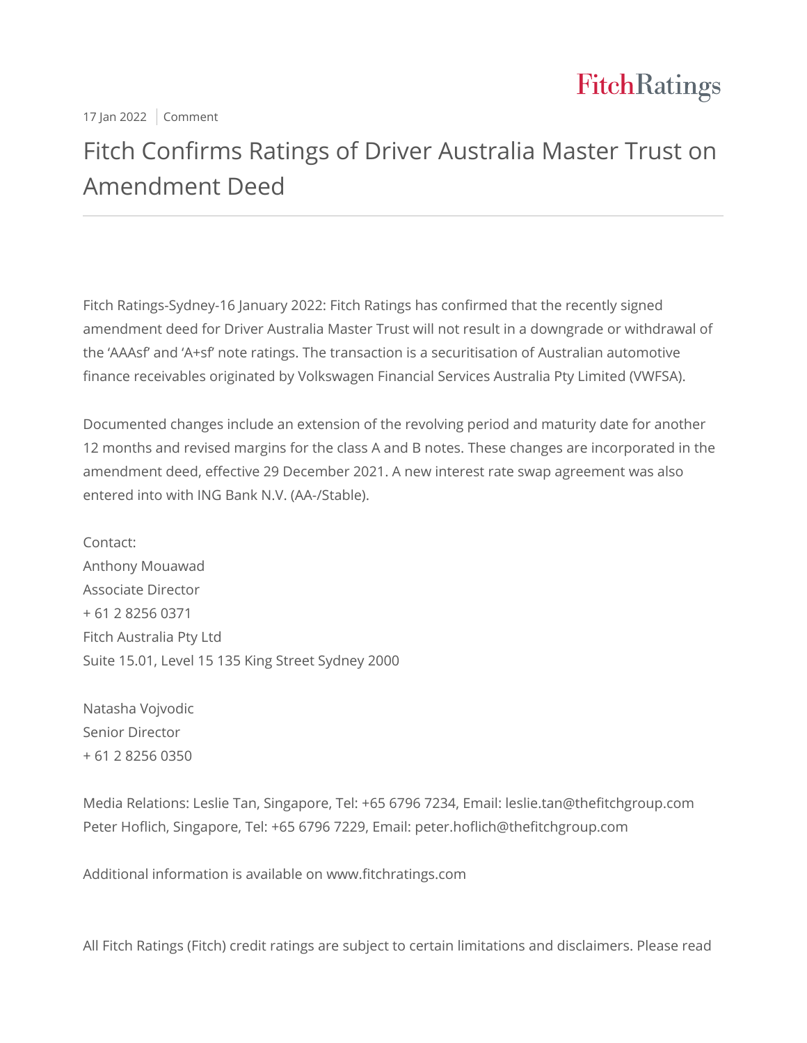17 Jan 2022 | Comment

# Fitch Confirms Ratings of Driver Australia Master Trust on Amendment Deed

Fitch Ratings-Sydney-16 January 2022: Fitch Ratings has confirmed that the recently signed amendment deed for Driver Australia Master Trust will not result in a downgrade or withdrawal of the 'AAAsf' and 'A+sf' note ratings. The transaction is a securitisation of Australian automotive finance receivables originated by Volkswagen Financial Services Australia Pty Limited (VWFSA).

Documented changes include an extension of the revolving period and maturity date for another 12 months and revised margins for the class A and B notes. These changes are incorporated in the amendment deed, effective 29 December 2021. A new interest rate swap agreement was also entered into with ING Bank N.V. (AA-/Stable).

Contact:
Anthony Mouawad
Associate Director
+ 61 2 8256 0371
Fitch Australia Pty Ltd
Suite 15.01, Level 15 135 King Street Sydney 2000

Natasha Vojvodic
Senior Director
+ 61 2 8256 0350

Media Relations: Leslie Tan, Singapore, Tel: +65 6796 7234, Email: leslie.tan@thefitchgroup.com
Peter Hoflich, Singapore, Tel: +65 6796 7229, Email: peter.hoflich@thefitchgroup.com

Additional information is available on www.fitchratings.com

All Fitch Ratings (Fitch) credit ratings are subject to certain limitations and disclaimers. Please read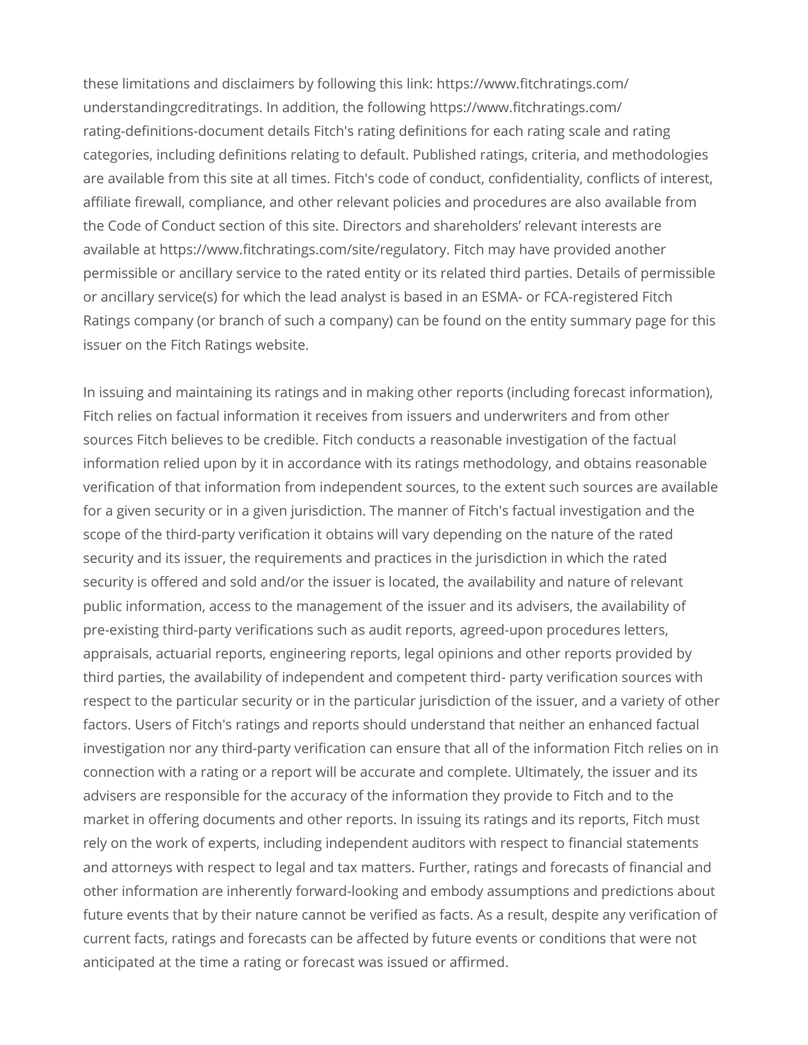these limitations and disclaimers by following this link: https://www.fitchratings.com/understandingcreditratings. In addition, the following https://www.fitchratings.com/rating-definitions-document details Fitch's rating definitions for each rating scale and rating categories, including definitions relating to default. Published ratings, criteria, and methodologies are available from this site at all times. Fitch's code of conduct, confidentiality, conflicts of interest, affiliate firewall, compliance, and other relevant policies and procedures are also available from the Code of Conduct section of this site. Directors and shareholders' relevant interests are available at https://www.fitchratings.com/site/regulatory. Fitch may have provided another permissible or ancillary service to the rated entity or its related third parties. Details of permissible or ancillary service(s) for which the lead analyst is based in an ESMA- or FCA-registered Fitch Ratings company (or branch of such a company) can be found on the entity summary page for this issuer on the Fitch Ratings website.

In issuing and maintaining its ratings and in making other reports (including forecast information), Fitch relies on factual information it receives from issuers and underwriters and from other sources Fitch believes to be credible. Fitch conducts a reasonable investigation of the factual information relied upon by it in accordance with its ratings methodology, and obtains reasonable verification of that information from independent sources, to the extent such sources are available for a given security or in a given jurisdiction. The manner of Fitch's factual investigation and the scope of the third-party verification it obtains will vary depending on the nature of the rated security and its issuer, the requirements and practices in the jurisdiction in which the rated security is offered and sold and/or the issuer is located, the availability and nature of relevant public information, access to the management of the issuer and its advisers, the availability of pre-existing third-party verifications such as audit reports, agreed-upon procedures letters, appraisals, actuarial reports, engineering reports, legal opinions and other reports provided by third parties, the availability of independent and competent third- party verification sources with respect to the particular security or in the particular jurisdiction of the issuer, and a variety of other factors. Users of Fitch's ratings and reports should understand that neither an enhanced factual investigation nor any third-party verification can ensure that all of the information Fitch relies on in connection with a rating or a report will be accurate and complete. Ultimately, the issuer and its advisers are responsible for the accuracy of the information they provide to Fitch and to the market in offering documents and other reports. In issuing its ratings and its reports, Fitch must rely on the work of experts, including independent auditors with respect to financial statements and attorneys with respect to legal and tax matters. Further, ratings and forecasts of financial and other information are inherently forward-looking and embody assumptions and predictions about future events that by their nature cannot be verified as facts. As a result, despite any verification of current facts, ratings and forecasts can be affected by future events or conditions that were not anticipated at the time a rating or forecast was issued or affirmed.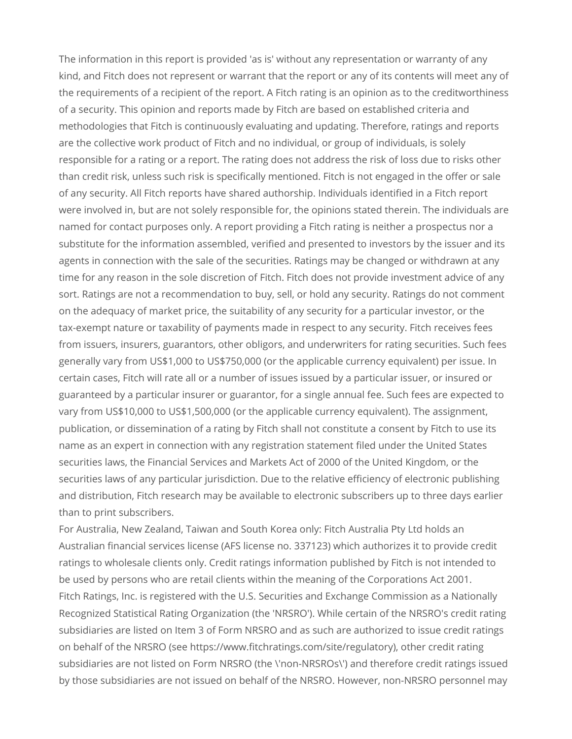The information in this report is provided 'as is' without any representation or warranty of any kind, and Fitch does not represent or warrant that the report or any of its contents will meet any of the requirements of a recipient of the report. A Fitch rating is an opinion as to the creditworthiness of a security. This opinion and reports made by Fitch are based on established criteria and methodologies that Fitch is continuously evaluating and updating. Therefore, ratings and reports are the collective work product of Fitch and no individual, or group of individuals, is solely responsible for a rating or a report. The rating does not address the risk of loss due to risks other than credit risk, unless such risk is specifically mentioned. Fitch is not engaged in the offer or sale of any security. All Fitch reports have shared authorship. Individuals identified in a Fitch report were involved in, but are not solely responsible for, the opinions stated therein. The individuals are named for contact purposes only. A report providing a Fitch rating is neither a prospectus nor a substitute for the information assembled, verified and presented to investors by the issuer and its agents in connection with the sale of the securities. Ratings may be changed or withdrawn at any time for any reason in the sole discretion of Fitch. Fitch does not provide investment advice of any sort. Ratings are not a recommendation to buy, sell, or hold any security. Ratings do not comment on the adequacy of market price, the suitability of any security for a particular investor, or the tax-exempt nature or taxability of payments made in respect to any security. Fitch receives fees from issuers, insurers, guarantors, other obligors, and underwriters for rating securities. Such fees generally vary from US$1,000 to US$750,000 (or the applicable currency equivalent) per issue. In certain cases, Fitch will rate all or a number of issues issued by a particular issuer, or insured or guaranteed by a particular insurer or guarantor, for a single annual fee. Such fees are expected to vary from US$10,000 to US$1,500,000 (or the applicable currency equivalent). The assignment, publication, or dissemination of a rating by Fitch shall not constitute a consent by Fitch to use its name as an expert in connection with any registration statement filed under the United States securities laws, the Financial Services and Markets Act of 2000 of the United Kingdom, or the securities laws of any particular jurisdiction. Due to the relative efficiency of electronic publishing and distribution, Fitch research may be available to electronic subscribers up to three days earlier than to print subscribers.

For Australia, New Zealand, Taiwan and South Korea only: Fitch Australia Pty Ltd holds an Australian financial services license (AFS license no. 337123) which authorizes it to provide credit ratings to wholesale clients only. Credit ratings information published by Fitch is not intended to be used by persons who are retail clients within the meaning of the Corporations Act 2001.

Fitch Ratings, Inc. is registered with the U.S. Securities and Exchange Commission as a Nationally Recognized Statistical Rating Organization (the 'NRSRO'). While certain of the NRSRO's credit rating subsidiaries are listed on Item 3 of Form NRSRO and as such are authorized to issue credit ratings on behalf of the NRSRO (see https://www.fitchratings.com/site/regulatory), other credit rating subsidiaries are not listed on Form NRSRO (the \'non-NRSROs\') and therefore credit ratings issued by those subsidiaries are not issued on behalf of the NRSRO. However, non-NRSRO personnel may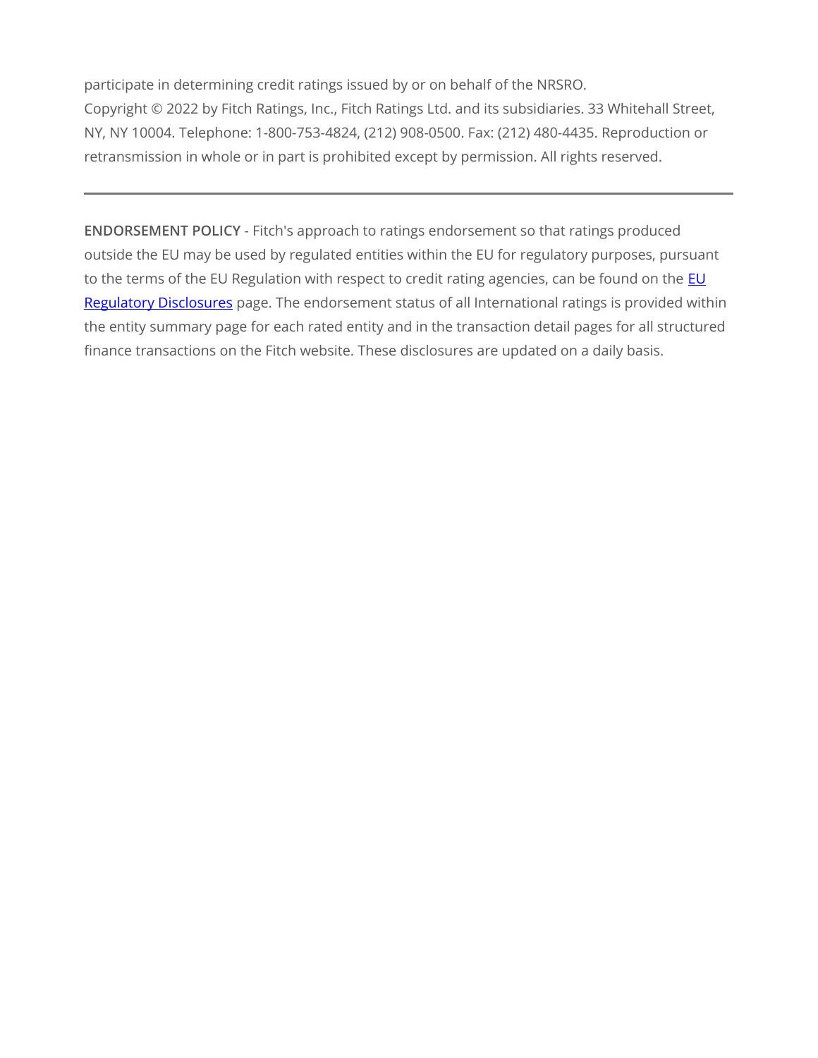participate in determining credit ratings issued by or on behalf of the NRSRO.
Copyright © 2022 by Fitch Ratings, Inc., Fitch Ratings Ltd. and its subsidiaries. 33 Whitehall Street, NY, NY 10004. Telephone: 1-800-753-4824, (212) 908-0500. Fax: (212) 480-4435. Reproduction or retransmission in whole or in part is prohibited except by permission. All rights reserved.

---

**ENDORSEMENT POLICY** - Fitch's approach to ratings endorsement so that ratings produced outside the EU may be used by regulated entities within the EU for regulatory purposes, pursuant to the terms of the EU Regulation with respect to credit rating agencies, can be found on the EU Regulatory Disclosures page. The endorsement status of all International ratings is provided within the entity summary page for each rated entity and in the transaction detail pages for all structured finance transactions on the Fitch website. These disclosures are updated on a daily basis.